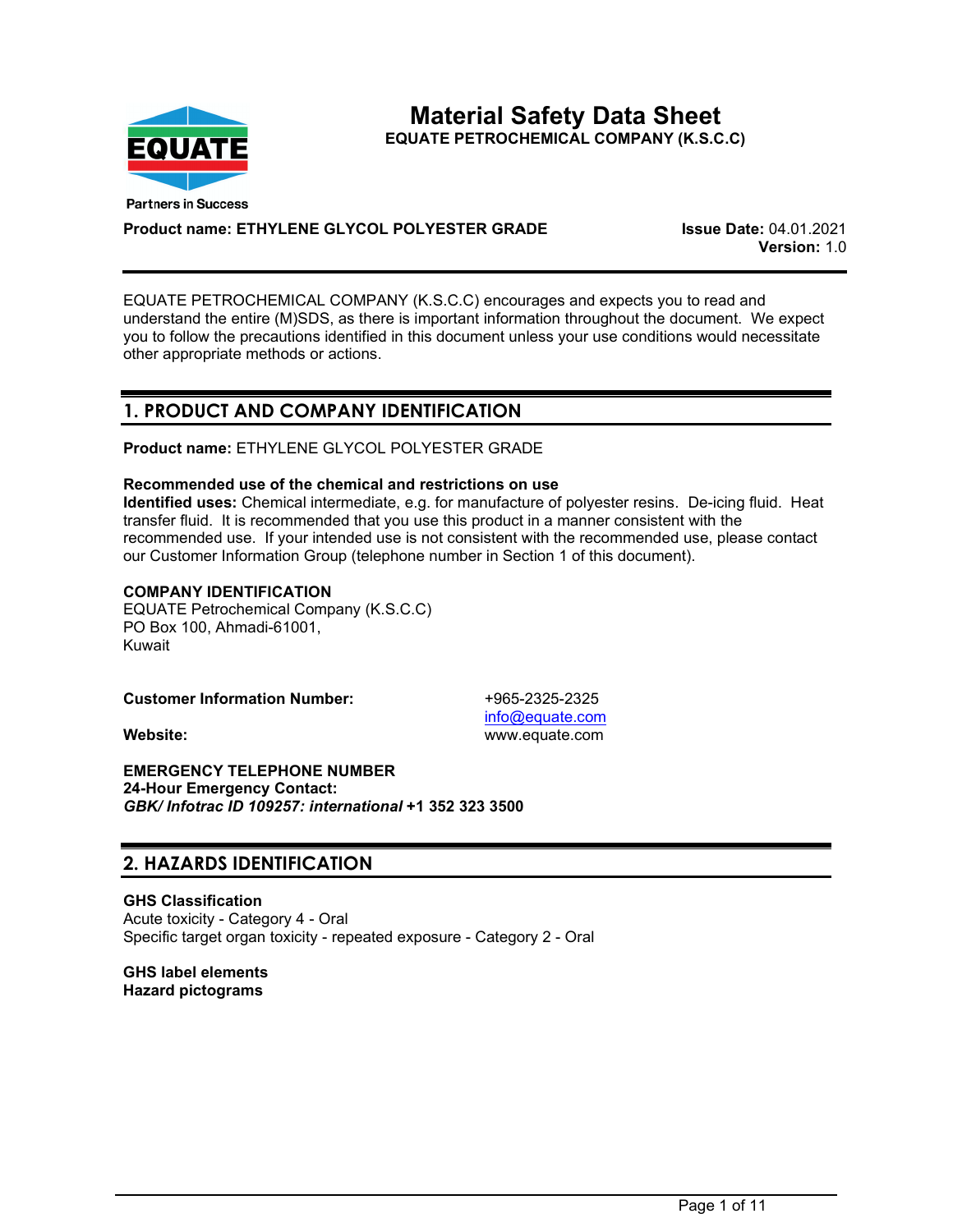# Material Safety Data Sheet

**EQUATE PETROCHEMICAL COMPANY (K.S.C.C)**

**Product name: ETHYLENE GLYCOL POLYESTER GRADE**

**Issue Date:** 04.01.2021
**Version:** 1.0

EQUATE PETROCHEMICAL COMPANY (K.S.C.C) encourages and expects you to read and understand the entire (M)SDS, as there is important information throughout the document. We expect you to follow the precautions identified in this document unless your use conditions would necessitate other appropriate methods or actions.

## 1. PRODUCT AND COMPANY IDENTIFICATION

**Product name:** ETHYLENE GLYCOL POLYESTER GRADE

**Recommended use of the chemical and restrictions on use**
**Identified uses:** Chemical intermediate, e.g. for manufacture of polyester resins. De-icing fluid. Heat transfer fluid. It is recommended that you use this product in a manner consistent with the recommended use. If your intended use is not consistent with the recommended use, please contact our Customer Information Group (telephone number in Section 1 of this document).

**COMPANY IDENTIFICATION**
EQUATE Petrochemical Company (K.S.C.C)
PO Box 100, Ahmadi-61001,
Kuwait

**Customer Information Number:** +965-2325-2325
info@equate.com

**Website:** www.equate.com

**EMERGENCY TELEPHONE NUMBER**
**24-Hour Emergency Contact:**
***GBK/ Infotrac ID 109257: international* +1 352 323 3500**

## 2. HAZARDS IDENTIFICATION

**GHS Classification**
Acute toxicity - Category 4 - Oral
Specific target organ toxicity - repeated exposure - Category 2 - Oral

**GHS label elements**
**Hazard pictograms**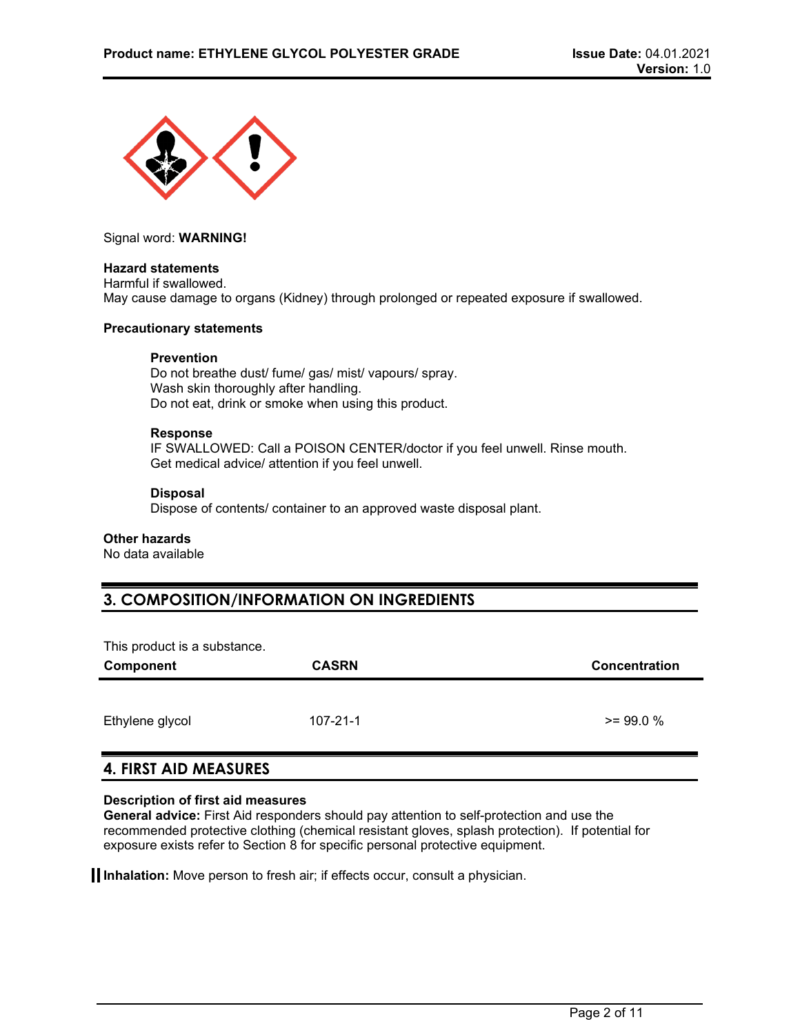Signal word: **WARNING!**

**Hazard statements**

Harmful if swallowed.
May cause damage to organs (Kidney) through prolonged or repeated exposure if swallowed.

**Precautionary statements**

**Prevention**

Do not breathe dust/ fume/ gas/ mist/ vapours/ spray.
Wash skin thoroughly after handling.
Do not eat, drink or smoke when using this product.

**Response**

IF SWALLOWED: Call a POISON CENTER/doctor if you feel unwell. Rinse mouth.
Get medical advice/ attention if you feel unwell.

**Disposal**

Dispose of contents/ container to an approved waste disposal plant.

**Other hazards**

No data available

## 3. COMPOSITION/INFORMATION ON INGREDIENTS

This product is a substance.

| Component | CASRN | Concentration |
|---|---|---|
| Ethylene glycol | 107-21-1 | >= 99.0 % |

## 4. FIRST AID MEASURES

**Description of first aid measures**

**General advice:** First Aid responders should pay attention to self-protection and use the recommended protective clothing (chemical resistant gloves, splash protection). If potential for exposure exists refer to Section 8 for specific personal protective equipment.

**Inhalation:** Move person to fresh air; if effects occur, consult a physician.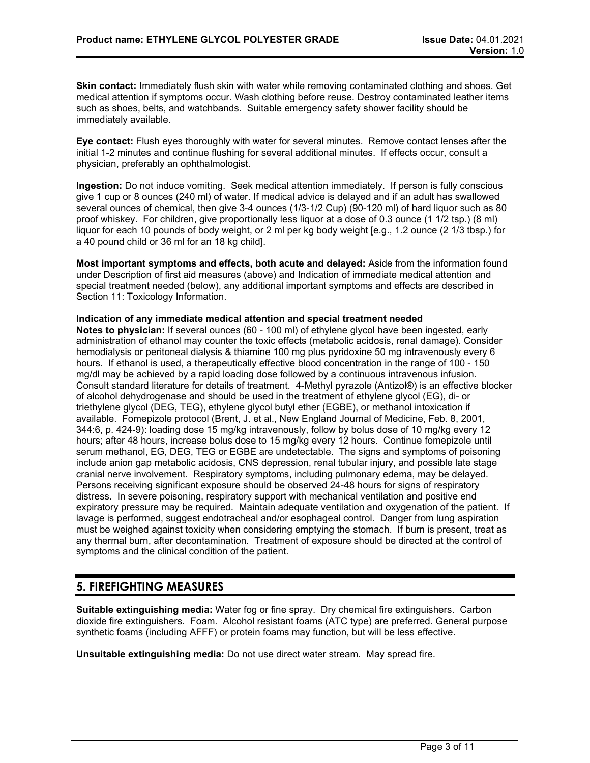**Skin contact:** Immediately flush skin with water while removing contaminated clothing and shoes. Get medical attention if symptoms occur. Wash clothing before reuse. Destroy contaminated leather items such as shoes, belts, and watchbands. Suitable emergency safety shower facility should be immediately available.

**Eye contact:** Flush eyes thoroughly with water for several minutes. Remove contact lenses after the initial 1-2 minutes and continue flushing for several additional minutes. If effects occur, consult a physician, preferably an ophthalmologist.

**Ingestion:** Do not induce vomiting. Seek medical attention immediately. If person is fully conscious give 1 cup or 8 ounces (240 ml) of water. If medical advice is delayed and if an adult has swallowed several ounces of chemical, then give 3-4 ounces (1/3-1/2 Cup) (90-120 ml) of hard liquor such as 80 proof whiskey. For children, give proportionally less liquor at a dose of 0.3 ounce (1 1/2 tsp.) (8 ml) liquor for each 10 pounds of body weight, or 2 ml per kg body weight [e.g., 1.2 ounce (2 1/3 tbsp.) for a 40 pound child or 36 ml for an 18 kg child].

**Most important symptoms and effects, both acute and delayed:** Aside from the information found under Description of first aid measures (above) and Indication of immediate medical attention and special treatment needed (below), any additional important symptoms and effects are described in Section 11: Toxicology Information.

**Indication of any immediate medical attention and special treatment needed**
**Notes to physician:** If several ounces (60 - 100 ml) of ethylene glycol have been ingested, early administration of ethanol may counter the toxic effects (metabolic acidosis, renal damage). Consider hemodialysis or peritoneal dialysis & thiamine 100 mg plus pyridoxine 50 mg intravenously every 6 hours. If ethanol is used, a therapeutically effective blood concentration in the range of 100 - 150 mg/dl may be achieved by a rapid loading dose followed by a continuous intravenous infusion. Consult standard literature for details of treatment. 4-Methyl pyrazole (Antizol®) is an effective blocker of alcohol dehydrogenase and should be used in the treatment of ethylene glycol (EG), di- or triethylene glycol (DEG, TEG), ethylene glycol butyl ether (EGBE), or methanol intoxication if available. Fomepizole protocol (Brent, J. et al., New England Journal of Medicine, Feb. 8, 2001, 344:6, p. 424-9): loading dose 15 mg/kg intravenously, follow by bolus dose of 10 mg/kg every 12 hours; after 48 hours, increase bolus dose to 15 mg/kg every 12 hours. Continue fomepizole until serum methanol, EG, DEG, TEG or EGBE are undetectable. The signs and symptoms of poisoning include anion gap metabolic acidosis, CNS depression, renal tubular injury, and possible late stage cranial nerve involvement. Respiratory symptoms, including pulmonary edema, may be delayed. Persons receiving significant exposure should be observed 24-48 hours for signs of respiratory distress. In severe poisoning, respiratory support with mechanical ventilation and positive end expiratory pressure may be required. Maintain adequate ventilation and oxygenation of the patient. If lavage is performed, suggest endotracheal and/or esophageal control. Danger from lung aspiration must be weighed against toxicity when considering emptying the stomach. If burn is present, treat as any thermal burn, after decontamination. Treatment of exposure should be directed at the control of symptoms and the clinical condition of the patient.

## 5. FIREFIGHTING MEASURES

**Suitable extinguishing media:** Water fog or fine spray. Dry chemical fire extinguishers. Carbon dioxide fire extinguishers. Foam. Alcohol resistant foams (ATC type) are preferred. General purpose synthetic foams (including AFFF) or protein foams may function, but will be less effective.

**Unsuitable extinguishing media:** Do not use direct water stream. May spread fire.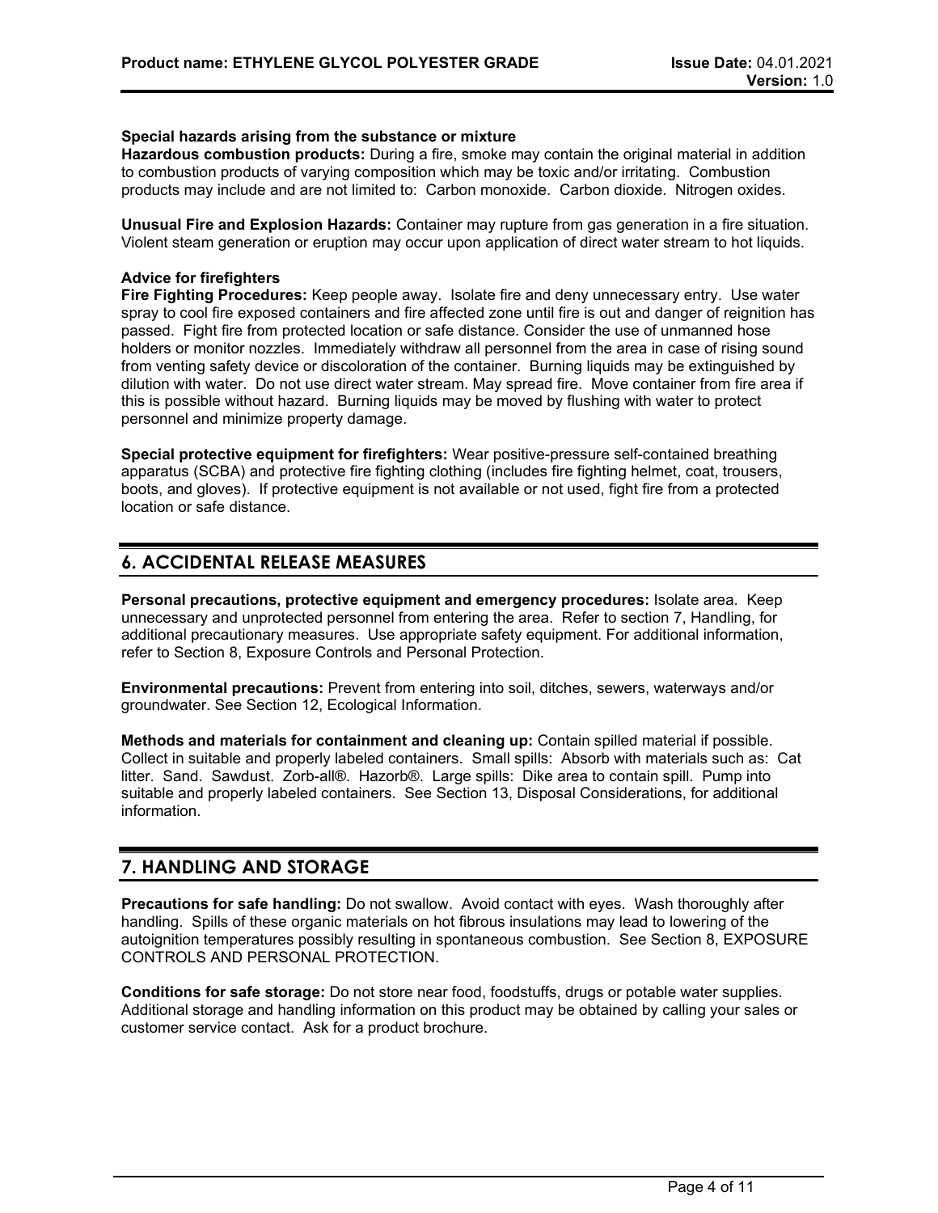**Special hazards arising from the substance or mixture**

**Hazardous combustion products:** During a fire, smoke may contain the original material in addition to combustion products of varying composition which may be toxic and/or irritating. Combustion products may include and are not limited to: Carbon monoxide. Carbon dioxide. Nitrogen oxides.

**Unusual Fire and Explosion Hazards:** Container may rupture from gas generation in a fire situation. Violent steam generation or eruption may occur upon application of direct water stream to hot liquids.

**Advice for firefighters**

**Fire Fighting Procedures:** Keep people away. Isolate fire and deny unnecessary entry. Use water spray to cool fire exposed containers and fire affected zone until fire is out and danger of reignition has passed. Fight fire from protected location or safe distance. Consider the use of unmanned hose holders or monitor nozzles. Immediately withdraw all personnel from the area in case of rising sound from venting safety device or discoloration of the container. Burning liquids may be extinguished by dilution with water. Do not use direct water stream. May spread fire. Move container from fire area if this is possible without hazard. Burning liquids may be moved by flushing with water to protect personnel and minimize property damage.

**Special protective equipment for firefighters:** Wear positive-pressure self-contained breathing apparatus (SCBA) and protective fire fighting clothing (includes fire fighting helmet, coat, trousers, boots, and gloves). If protective equipment is not available or not used, fight fire from a protected location or safe distance.

## 6. ACCIDENTAL RELEASE MEASURES

**Personal precautions, protective equipment and emergency procedures:** Isolate area. Keep unnecessary and unprotected personnel from entering the area. Refer to section 7, Handling, for additional precautionary measures. Use appropriate safety equipment. For additional information, refer to Section 8, Exposure Controls and Personal Protection.

**Environmental precautions:** Prevent from entering into soil, ditches, sewers, waterways and/or groundwater. See Section 12, Ecological Information.

**Methods and materials for containment and cleaning up:** Contain spilled material if possible. Collect in suitable and properly labeled containers. Small spills: Absorb with materials such as: Cat litter. Sand. Sawdust. Zorb-all®. Hazorb®. Large spills: Dike area to contain spill. Pump into suitable and properly labeled containers. See Section 13, Disposal Considerations, for additional information.

## 7. HANDLING AND STORAGE

**Precautions for safe handling:** Do not swallow. Avoid contact with eyes. Wash thoroughly after handling. Spills of these organic materials on hot fibrous insulations may lead to lowering of the autoignition temperatures possibly resulting in spontaneous combustion. See Section 8, EXPOSURE CONTROLS AND PERSONAL PROTECTION.

**Conditions for safe storage:** Do not store near food, foodstuffs, drugs or potable water supplies. Additional storage and handling information on this product may be obtained by calling your sales or customer service contact. Ask for a product brochure.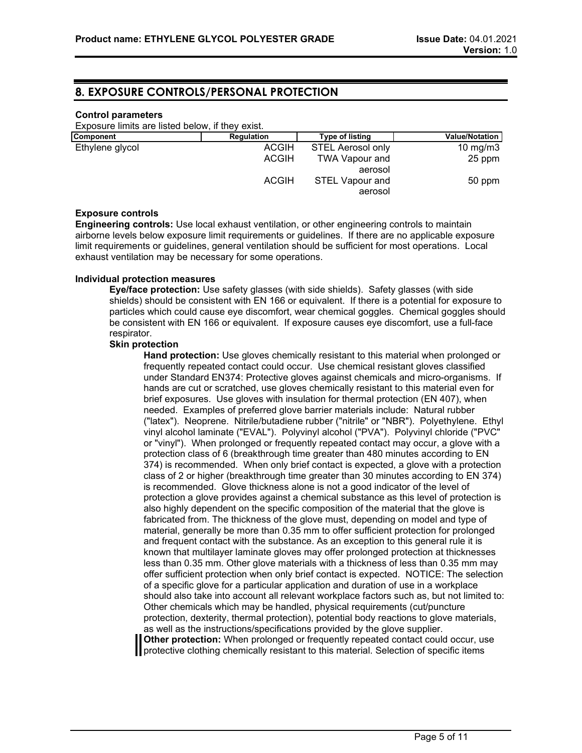## 8. EXPOSURE CONTROLS/PERSONAL PROTECTION

**Control parameters**

Exposure limits are listed below, if they exist.

| Component | Regulation | Type of listing | Value/Notation |
|---|---|---|---|
| Ethylene glycol | ACGIH | STEL Aerosol only | 10 mg/m3 |
| | ACGIH | TWA Vapour and aerosol | 25 ppm |
| | ACGIH | STEL Vapour and aerosol | 50 ppm |

**Exposure controls**

**Engineering controls:** Use local exhaust ventilation, or other engineering controls to maintain airborne levels below exposure limit requirements or guidelines. If there are no applicable exposure limit requirements or guidelines, general ventilation should be sufficient for most operations. Local exhaust ventilation may be necessary for some operations.

**Individual protection measures**

**Eye/face protection:** Use safety glasses (with side shields). Safety glasses (with side shields) should be consistent with EN 166 or equivalent. If there is a potential for exposure to particles which could cause eye discomfort, wear chemical goggles. Chemical goggles should be consistent with EN 166 or equivalent. If exposure causes eye discomfort, use a full-face respirator.

**Skin protection**

**Hand protection:** Use gloves chemically resistant to this material when prolonged or frequently repeated contact could occur. Use chemical resistant gloves classified under Standard EN374: Protective gloves against chemicals and micro-organisms. If hands are cut or scratched, use gloves chemically resistant to this material even for brief exposures. Use gloves with insulation for thermal protection (EN 407), when needed. Examples of preferred glove barrier materials include: Natural rubber ("latex"). Neoprene. Nitrile/butadiene rubber ("nitrile" or "NBR"). Polyethylene. Ethyl vinyl alcohol laminate ("EVAL"). Polyvinyl alcohol ("PVA"). Polyvinyl chloride ("PVC" or "vinyl"). When prolonged or frequently repeated contact may occur, a glove with a protection class of 6 (breakthrough time greater than 480 minutes according to EN 374) is recommended. When only brief contact is expected, a glove with a protection class of 2 or higher (breakthrough time greater than 30 minutes according to EN 374) is recommended. Glove thickness alone is not a good indicator of the level of protection a glove provides against a chemical substance as this level of protection is also highly dependent on the specific composition of the material that the glove is fabricated from. The thickness of the glove must, depending on model and type of material, generally be more than 0.35 mm to offer sufficient protection for prolonged and frequent contact with the substance. As an exception to this general rule it is known that multilayer laminate gloves may offer prolonged protection at thicknesses less than 0.35 mm. Other glove materials with a thickness of less than 0.35 mm may offer sufficient protection when only brief contact is expected. NOTICE: The selection of a specific glove for a particular application and duration of use in a workplace should also take into account all relevant workplace factors such as, but not limited to: Other chemicals which may be handled, physical requirements (cut/puncture protection, dexterity, thermal protection), potential body reactions to glove materials, as well as the instructions/specifications provided by the glove supplier.

**Other protection:** When prolonged or frequently repeated contact could occur, use protective clothing chemically resistant to this material. Selection of specific items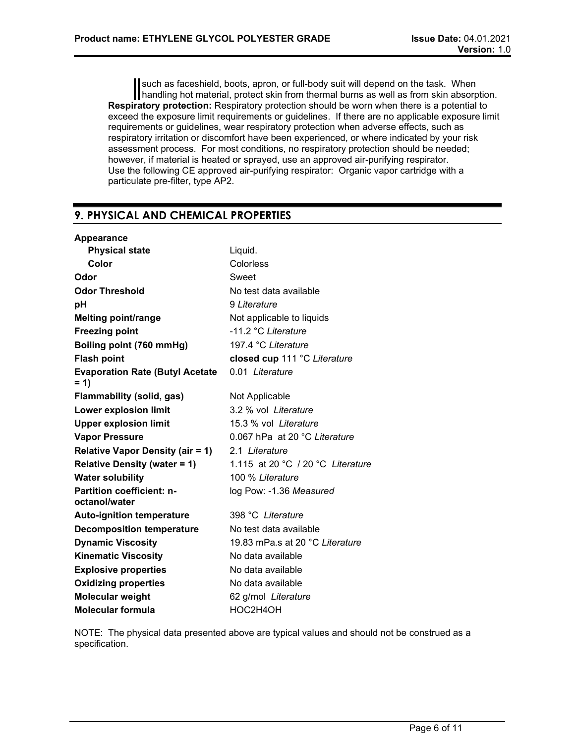such as faceshield, boots, apron, or full-body suit will depend on the task. When handling hot material, protect skin from thermal burns as well as from skin absorption.

**Respiratory protection:** Respiratory protection should be worn when there is a potential to exceed the exposure limit requirements or guidelines. If there are no applicable exposure limit requirements or guidelines, wear respiratory protection when adverse effects, such as respiratory irritation or discomfort have been experienced, or where indicated by your risk assessment process. For most conditions, no respiratory protection should be needed; however, if material is heated or sprayed, use an approved air-purifying respirator. Use the following CE approved air-purifying respirator: Organic vapor cartridge with a particulate pre-filter, type AP2.

## 9. PHYSICAL AND CHEMICAL PROPERTIES

| | |
|---|---|
| **Appearance** | |
| **Physical state** | Liquid. |
| **Color** | Colorless |
| **Odor** | Sweet |
| **Odor Threshold** | No test data available |
| **pH** | 9 *Literature* |
| **Melting point/range** | Not applicable to liquids |
| **Freezing point** | -11.2 °C *Literature* |
| **Boiling point (760 mmHg)** | 197.4 °C *Literature* |
| **Flash point** | **closed cup** 111 °C *Literature* |
| **Evaporation Rate (Butyl Acetate = 1)** | 0.01 *Literature* |
| **Flammability (solid, gas)** | Not Applicable |
| **Lower explosion limit** | 3.2 % vol *Literature* |
| **Upper explosion limit** | 15.3 % vol *Literature* |
| **Vapor Pressure** | 0.067 hPa at 20 °C *Literature* |
| **Relative Vapor Density (air = 1)** | 2.1 *Literature* |
| **Relative Density (water = 1)** | 1.115 at 20 °C / 20 °C *Literature* |
| **Water solubility** | 100 % *Literature* |
| **Partition coefficient: n-octanol/water** | log Pow: -1.36 *Measured* |
| **Auto-ignition temperature** | 398 °C *Literature* |
| **Decomposition temperature** | No test data available |
| **Dynamic Viscosity** | 19.83 mPa.s at 20 °C *Literature* |
| **Kinematic Viscosity** | No data available |
| **Explosive properties** | No data available |
| **Oxidizing properties** | No data available |
| **Molecular weight** | 62 g/mol *Literature* |
| **Molecular formula** | $HOC_2H_4OH$ |

NOTE: The physical data presented above are typical values and should not be construed as a specification.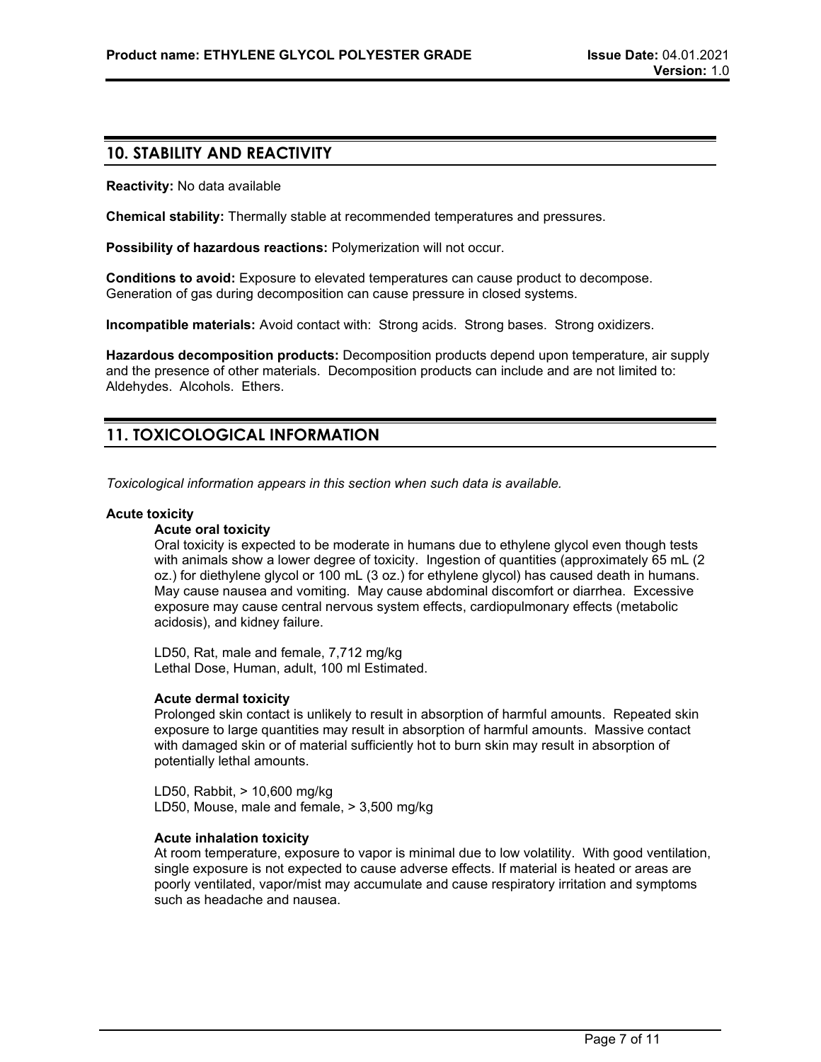## 10. STABILITY AND REACTIVITY

**Reactivity:** No data available

**Chemical stability:** Thermally stable at recommended temperatures and pressures.

**Possibility of hazardous reactions:** Polymerization will not occur.

**Conditions to avoid:** Exposure to elevated temperatures can cause product to decompose. Generation of gas during decomposition can cause pressure in closed systems.

**Incompatible materials:** Avoid contact with: Strong acids. Strong bases. Strong oxidizers.

**Hazardous decomposition products:** Decomposition products depend upon temperature, air supply and the presence of other materials. Decomposition products can include and are not limited to: Aldehydes. Alcohols. Ethers.

## 11. TOXICOLOGICAL INFORMATION

*Toxicological information appears in this section when such data is available.*

**Acute toxicity**

**Acute oral toxicity**

Oral toxicity is expected to be moderate in humans due to ethylene glycol even though tests with animals show a lower degree of toxicity. Ingestion of quantities (approximately 65 mL (2 oz.) for diethylene glycol or 100 mL (3 oz.) for ethylene glycol) has caused death in humans. May cause nausea and vomiting. May cause abdominal discomfort or diarrhea. Excessive exposure may cause central nervous system effects, cardiopulmonary effects (metabolic acidosis), and kidney failure.

LD50, Rat, male and female, 7,712 mg/kg
Lethal Dose, Human, adult, 100 ml Estimated.

**Acute dermal toxicity**

Prolonged skin contact is unlikely to result in absorption of harmful amounts. Repeated skin exposure to large quantities may result in absorption of harmful amounts. Massive contact with damaged skin or of material sufficiently hot to burn skin may result in absorption of potentially lethal amounts.

LD50, Rabbit, > 10,600 mg/kg
LD50, Mouse, male and female, > 3,500 mg/kg

**Acute inhalation toxicity**

At room temperature, exposure to vapor is minimal due to low volatility. With good ventilation, single exposure is not expected to cause adverse effects. If material is heated or areas are poorly ventilated, vapor/mist may accumulate and cause respiratory irritation and symptoms such as headache and nausea.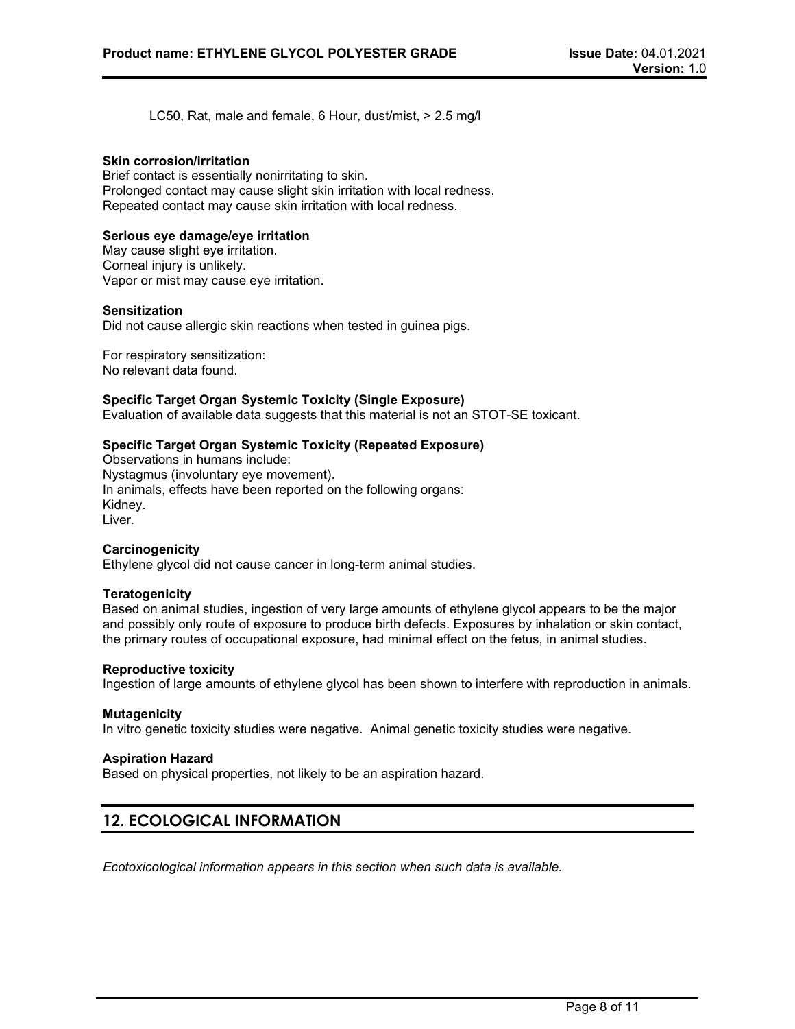LC50, Rat, male and female, 6 Hour, dust/mist, > 2.5 mg/l

**Skin corrosion/irritation**
Brief contact is essentially nonirritating to skin.
Prolonged contact may cause slight skin irritation with local redness.
Repeated contact may cause skin irritation with local redness.

**Serious eye damage/eye irritation**
May cause slight eye irritation.
Corneal injury is unlikely.
Vapor or mist may cause eye irritation.

**Sensitization**
Did not cause allergic skin reactions when tested in guinea pigs.

For respiratory sensitization:
No relevant data found.

**Specific Target Organ Systemic Toxicity (Single Exposure)**
Evaluation of available data suggests that this material is not an STOT-SE toxicant.

**Specific Target Organ Systemic Toxicity (Repeated Exposure)**
Observations in humans include:
Nystagmus (involuntary eye movement).
In animals, effects have been reported on the following organs:
Kidney.
Liver.

**Carcinogenicity**
Ethylene glycol did not cause cancer in long-term animal studies.

**Teratogenicity**
Based on animal studies, ingestion of very large amounts of ethylene glycol appears to be the major and possibly only route of exposure to produce birth defects. Exposures by inhalation or skin contact, the primary routes of occupational exposure, had minimal effect on the fetus, in animal studies.

**Reproductive toxicity**
Ingestion of large amounts of ethylene glycol has been shown to interfere with reproduction in animals.

**Mutagenicity**
In vitro genetic toxicity studies were negative. Animal genetic toxicity studies were negative.

**Aspiration Hazard**
Based on physical properties, not likely to be an aspiration hazard.

## 12. ECOLOGICAL INFORMATION

*Ecotoxicological information appears in this section when such data is available.*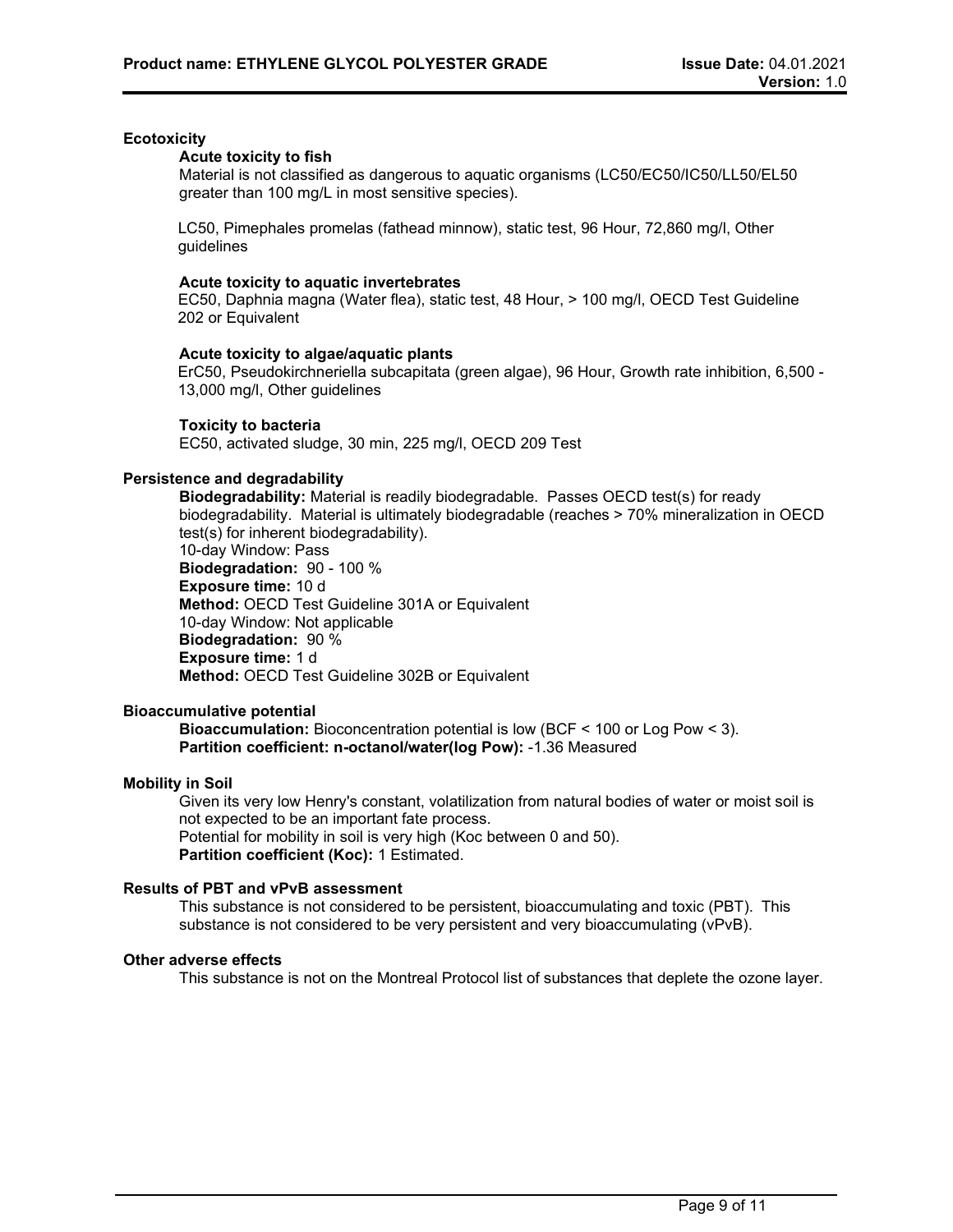## Ecotoxicity

### Acute toxicity to fish

Material is not classified as dangerous to aquatic organisms (LC50/EC50/IC50/LL50/EL50 greater than 100 mg/L in most sensitive species).

LC50, Pimephales promelas (fathead minnow), static test, 96 Hour, 72,860 mg/l, Other guidelines

### Acute toxicity to aquatic invertebrates

EC50, Daphnia magna (Water flea), static test, 48 Hour, > 100 mg/l, OECD Test Guideline 202 or Equivalent

### Acute toxicity to algae/aquatic plants

ErC50, Pseudokirchneriella subcapitata (green algae), 96 Hour, Growth rate inhibition, 6,500 - 13,000 mg/l, Other guidelines

### Toxicity to bacteria

EC50, activated sludge, 30 min, 225 mg/l, OECD 209 Test

## Persistence and degradability

**Biodegradability:** Material is readily biodegradable. Passes OECD test(s) for ready biodegradability. Material is ultimately biodegradable (reaches > 70% mineralization in OECD test(s) for inherent biodegradability).
10-day Window: Pass
**Biodegradation:** 90 - 100 %
**Exposure time:** 10 d
**Method:** OECD Test Guideline 301A or Equivalent
10-day Window: Not applicable
**Biodegradation:** 90 %
**Exposure time:** 1 d
**Method:** OECD Test Guideline 302B or Equivalent

## Bioaccumulative potential

**Bioaccumulation:** Bioconcentration potential is low (BCF < 100 or Log Pow < 3).
**Partition coefficient: n-octanol/water(log Pow):** -1.36 Measured

## Mobility in Soil

Given its very low Henry's constant, volatilization from natural bodies of water or moist soil is not expected to be an important fate process.
Potential for mobility in soil is very high (Koc between 0 and 50).
**Partition coefficient (Koc):** 1 Estimated.

## Results of PBT and vPvB assessment

This substance is not considered to be persistent, bioaccumulating and toxic (PBT). This substance is not considered to be very persistent and very bioaccumulating (vPvB).

## Other adverse effects

This substance is not on the Montreal Protocol list of substances that deplete the ozone layer.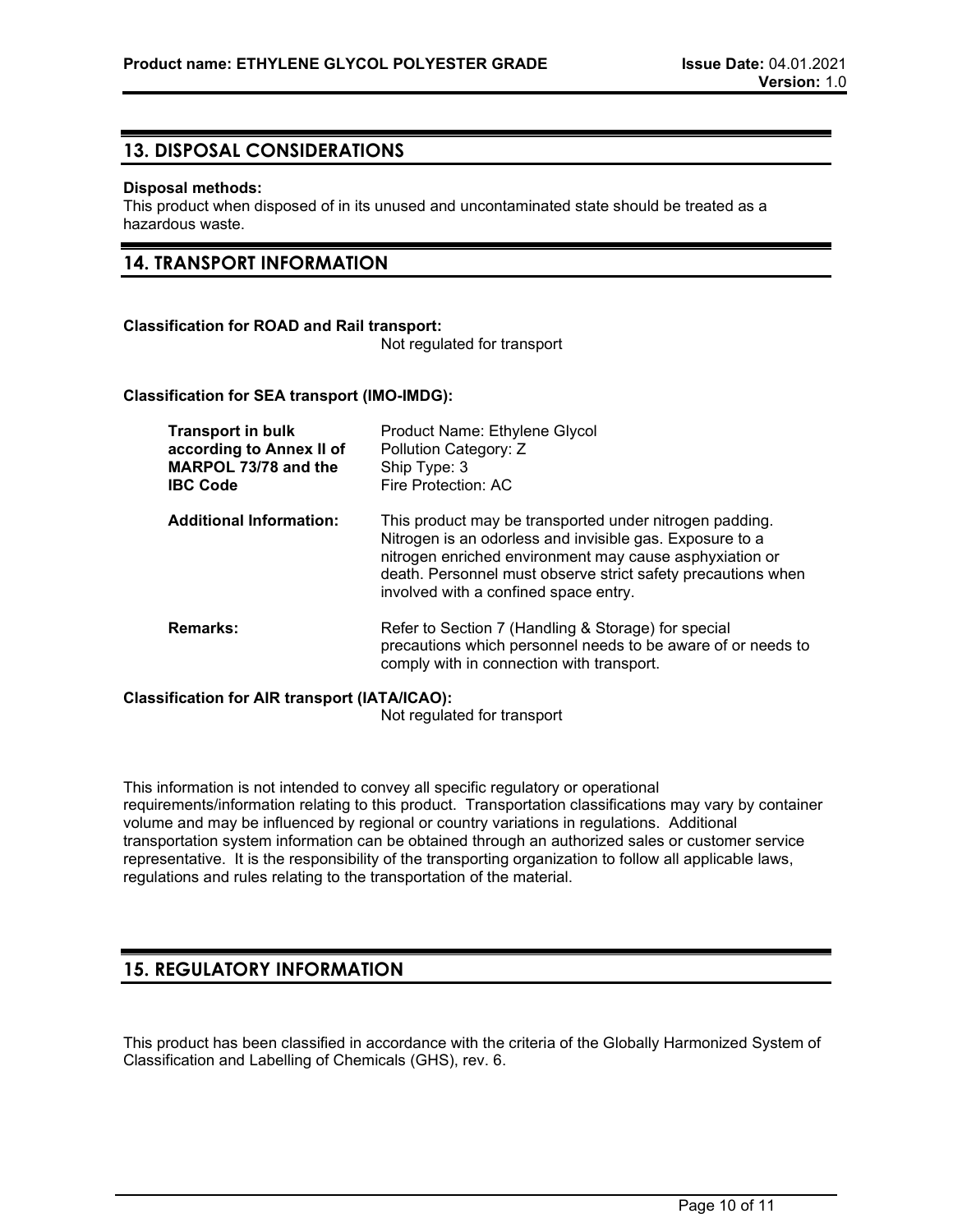## 13. DISPOSAL CONSIDERATIONS

**Disposal methods:**
This product when disposed of in its unused and uncontaminated state should be treated as a hazardous waste.

## 14. TRANSPORT INFORMATION

**Classification for ROAD and Rail transport:**
Not regulated for transport

**Classification for SEA transport (IMO-IMDG):**

| | |
|---|---|
| **Transport in bulk according to Annex II of MARPOL 73/78 and the IBC Code** | Product Name: Ethylene Glycol<br>Pollution Category: Z<br>Ship Type: 3<br>Fire Protection: AC |
| **Additional Information:** | This product may be transported under nitrogen padding. Nitrogen is an odorless and invisible gas. Exposure to a nitrogen enriched environment may cause asphyxiation or death. Personnel must observe strict safety precautions when involved with a confined space entry. |
| **Remarks:** | Refer to Section 7 (Handling & Storage) for special precautions which personnel needs to be aware of or needs to comply with in connection with transport. |

**Classification for AIR transport (IATA/ICAO):**
Not regulated for transport

This information is not intended to convey all specific regulatory or operational requirements/information relating to this product. Transportation classifications may vary by container volume and may be influenced by regional or country variations in regulations. Additional transportation system information can be obtained through an authorized sales or customer service representative. It is the responsibility of the transporting organization to follow all applicable laws, regulations and rules relating to the transportation of the material.

## 15. REGULATORY INFORMATION

This product has been classified in accordance with the criteria of the Globally Harmonized System of Classification and Labelling of Chemicals (GHS), rev. 6.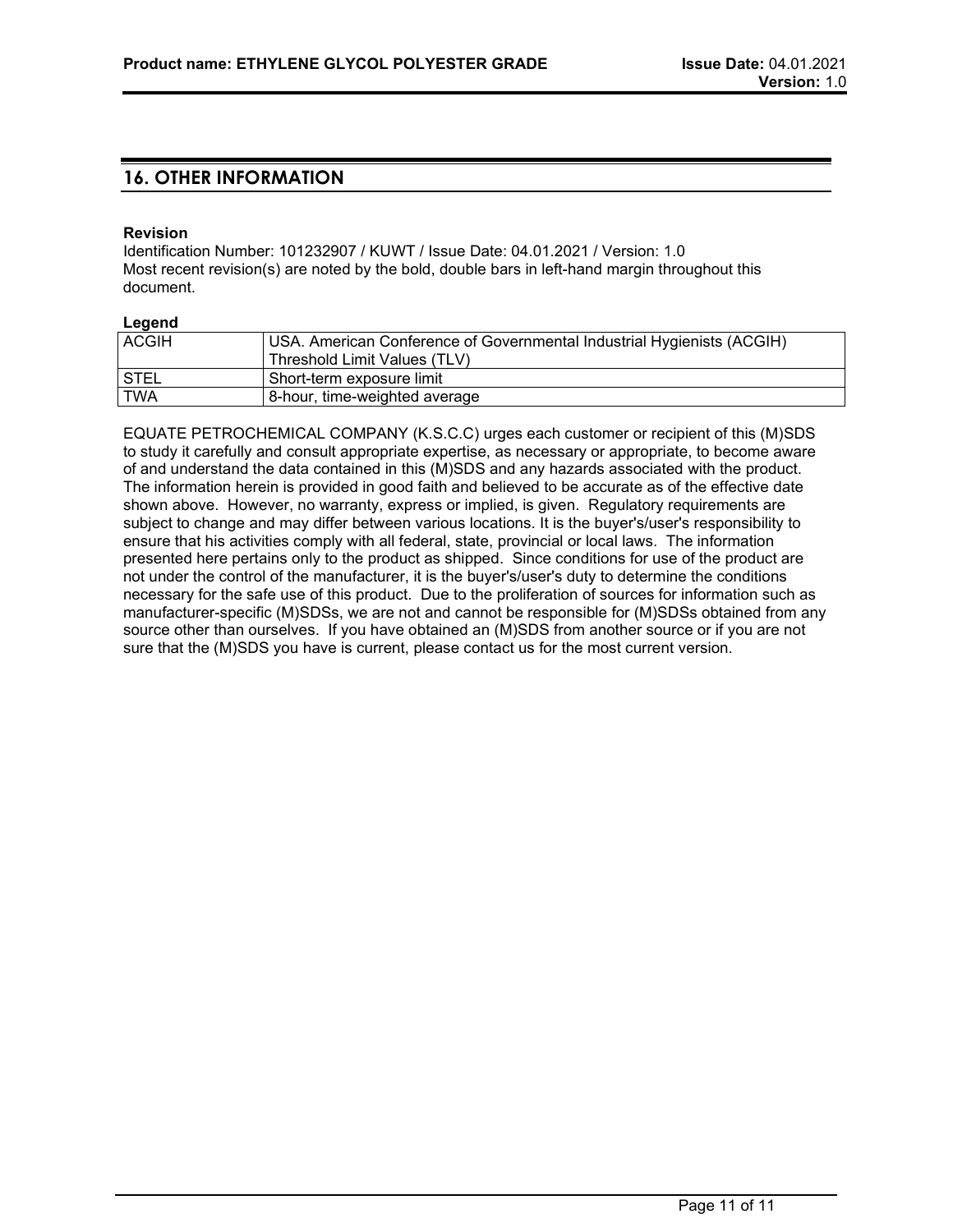## 16. OTHER INFORMATION

**Revision**

Identification Number: 101232907 / KUWT / Issue Date: 04.01.2021 / Version: 1.0
Most recent revision(s) are noted by the bold, double bars in left-hand margin throughout this document.

**Legend**

| | |
|---|---|
| ACGIH | USA. American Conference of Governmental Industrial Hygienists (ACGIH) Threshold Limit Values (TLV) |
| STEL | Short-term exposure limit |
| TWA | 8-hour, time-weighted average |

EQUATE PETROCHEMICAL COMPANY (K.S.C.C) urges each customer or recipient of this (M)SDS to study it carefully and consult appropriate expertise, as necessary or appropriate, to become aware of and understand the data contained in this (M)SDS and any hazards associated with the product. The information herein is provided in good faith and believed to be accurate as of the effective date shown above. However, no warranty, express or implied, is given. Regulatory requirements are subject to change and may differ between various locations. It is the buyer's/user's responsibility to ensure that his activities comply with all federal, state, provincial or local laws. The information presented here pertains only to the product as shipped. Since conditions for use of the product are not under the control of the manufacturer, it is the buyer's/user's duty to determine the conditions necessary for the safe use of this product. Due to the proliferation of sources for information such as manufacturer-specific (M)SDSs, we are not and cannot be responsible for (M)SDSs obtained from any source other than ourselves. If you have obtained an (M)SDS from another source or if you are not sure that the (M)SDS you have is current, please contact us for the most current version.